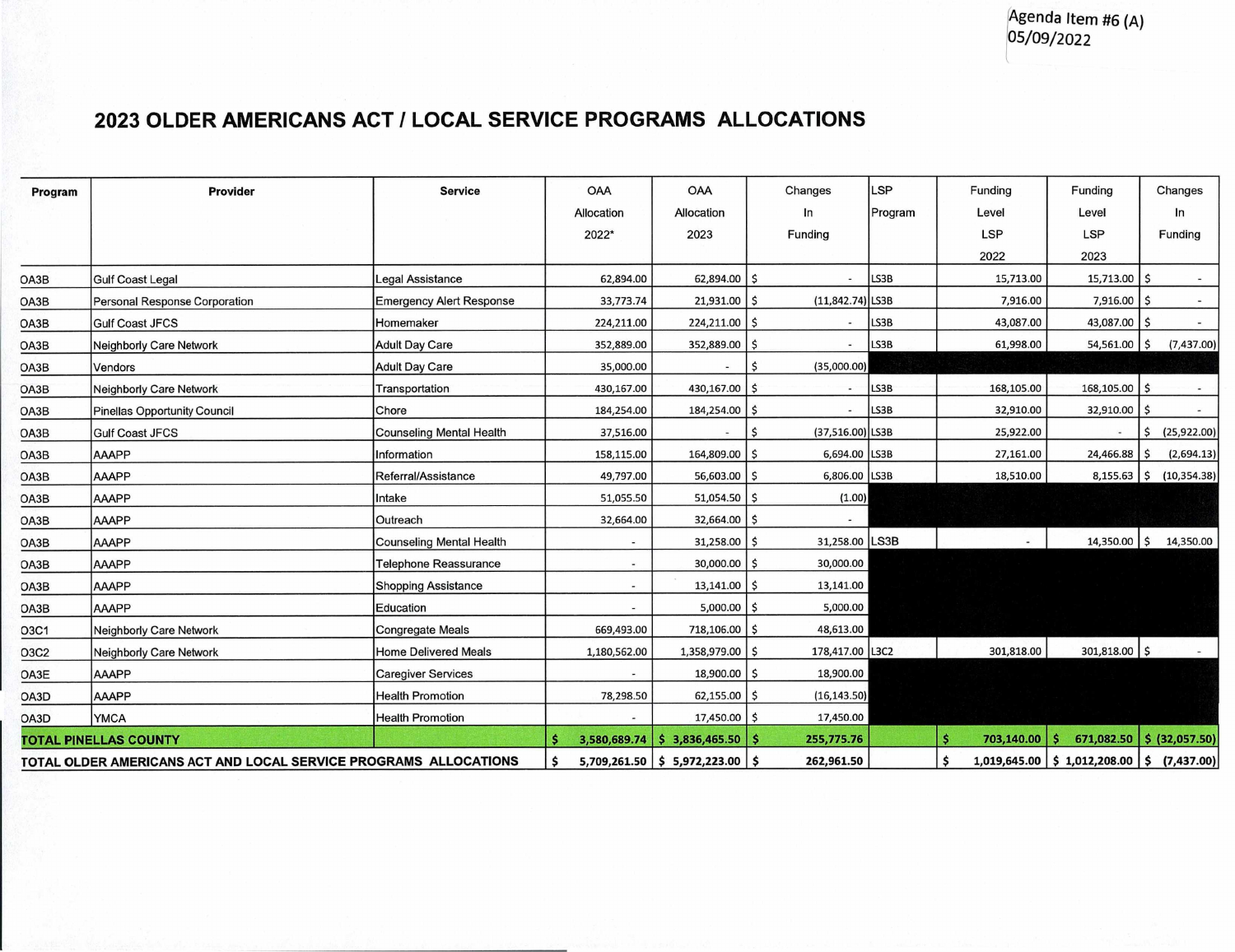Agenda Item #6 (A)
05/09/2022

# 2023 OLDER AMERICANS ACT / LOCAL SERVICE PROGRAMS ALLOCATIONS

| Program | Provider | Service | OAA Allocation 2022* | OAA Allocation 2023 | Changes In Funding | LSP Program | Funding Level LSP 2022 | Funding Level LSP 2023 | Changes In Funding |
|---|---|---|---|---|---|---|---|---|---|
| OA3B | Gulf Coast Legal | Legal Assistance | 62,894.00 | 62,894.00 | $ - | LS3B | 15,713.00 | 15,713.00 | $ - |
| OA3B | Personal Response Corporation | Emergency Alert Response | 33,773.74 | 21,931.00 | $ (11,842.74) | LS3B | 7,916.00 | 7,916.00 | $ - |
| OA3B | Gulf Coast JFCS | Homemaker | 224,211.00 | 224,211.00 | $ - | LS3B | 43,087.00 | 43,087.00 | $ - |
| OA3B | Neighborly Care Network | Adult Day Care | 352,889.00 | 352,889.00 | $ - | LS3B | 61,998.00 | 54,561.00 | $ (7,437.00) |
| OA3B | Vendors | Adult Day Care | 35,000.00 | - | $ (35,000.00) | | | | |
| OA3B | Neighborly Care Network | Transportation | 430,167.00 | 430,167.00 | $ - | LS3B | 168,105.00 | 168,105.00 | $ - |
| OA3B | Pinellas Opportunity Council | Chore | 184,254.00 | 184,254.00 | $ - | LS3B | 32,910.00 | 32,910.00 | $ - |
| OA3B | Gulf Coast JFCS | Counseling Mental Health | 37,516.00 | - | $ (37,516.00) | LS3B | 25,922.00 | - | $ (25,922.00) |
| OA3B | AAAPP | Information | 158,115.00 | 164,809.00 | $ 6,694.00 | LS3B | 27,161.00 | 24,466.88 | $ (2,694.13) |
| OA3B | AAAPP | Referral/Assistance | 49,797.00 | 56,603.00 | $ 6,806.00 | LS3B | 18,510.00 | 8,155.63 | $ (10,354.38) |
| OA3B | AAAPP | Intake | 51,055.50 | 51,054.50 | $ (1.00) | | | | |
| OA3B | AAAPP | Outreach | 32,664.00 | 32,664.00 | $ - | | | | |
| OA3B | AAAPP | Counseling Mental Health | - | 31,258.00 | $ 31,258.00 | LS3B | - | 14,350.00 | $ 14,350.00 |
| OA3B | AAAPP | Telephone Reassurance | - | 30,000.00 | $ 30,000.00 | | | | |
| OA3B | AAAPP | Shopping Assistance | - | 13,141.00 | $ 13,141.00 | | | | |
| OA3B | AAAPP | Education | - | 5,000.00 | $ 5,000.00 | | | | |
| O3C1 | Neighborly Care Network | Congregate Meals | 669,493.00 | 718,106.00 | $ 48,613.00 | | | | |
| O3C2 | Neighborly Care Network | Home Delivered Meals | 1,180,562.00 | 1,358,979.00 | $ 178,417.00 | L3C2 | 301,818.00 | 301,818.00 | $ - |
| OA3E | AAAPP | Caregiver Services | - | 18,900.00 | $ 18,900.00 | | | | |
| OA3D | AAAPP | Health Promotion | 78,298.50 | 62,155.00 | $ (16,143.50) | | | | |
| OA3D | YMCA | Health Promotion | - | 17,450.00 | $ 17,450.00 | | | | |
| **TOTAL PINELLAS COUNTY** | | | **$ 3,580,689.74** | **$ 3,836,465.50** | **$ 255,775.76** | | **$ 703,140.00** | **$ 671,082.50** | **$ (32,057.50)** |
| **TOTAL OLDER AMERICANS ACT AND LOCAL SERVICE PROGRAMS ALLOCATIONS** | | | **$ 5,709,261.50** | **$ 5,972,223.00** | **$ 262,961.50** | | **$ 1,019,645.00** | **$ 1,012,208.00** | **$ (7,437.00)** |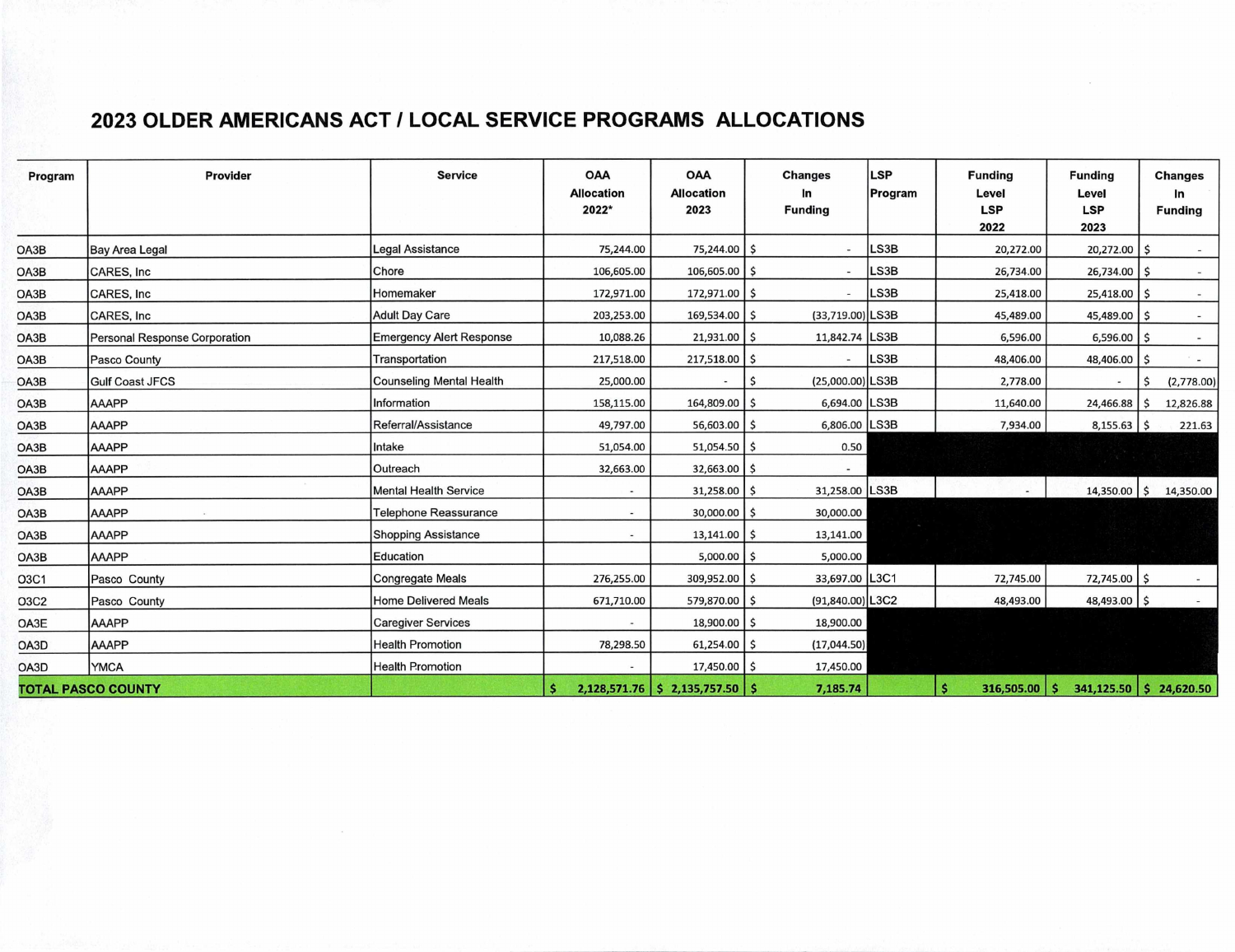# 2023 OLDER AMERICANS ACT / LOCAL SERVICE PROGRAMS ALLOCATIONS

| Program | Provider | Service | OAA Allocation 2022* | OAA Allocation 2023 | Changes In Funding | LSP Program | Funding Level LSP 2022 | Funding Level LSP 2023 | Changes In Funding |
|---|---|---|---|---|---|---|---|---|---|
| OA3B | Bay Area Legal | Legal Assistance | 75,244.00 | 75,244.00 | $ - | LS3B | 20,272.00 | 20,272.00 | $ - |
| OA3B | CARES, Inc | Chore | 106,605.00 | 106,605.00 | $ - | LS3B | 26,734.00 | 26,734.00 | $ - |
| OA3B | CARES, Inc | Homemaker | 172,971.00 | 172,971.00 | $ - | LS3B | 25,418.00 | 25,418.00 | $ - |
| OA3B | CARES, Inc | Adult Day Care | 203,253.00 | 169,534.00 | $ (33,719.00) | LS3B | 45,489.00 | 45,489.00 | $ - |
| OA3B | Personal Response Corporation | Emergency Alert Response | 10,088.26 | 21,931.00 | $ 11,842.74 | LS3B | 6,596.00 | 6,596.00 | $ - |
| OA3B | Pasco County | Transportation | 217,518.00 | 217,518.00 | $ - | LS3B | 48,406.00 | 48,406.00 | $ - |
| OA3B | Gulf Coast JFCS | Counseling Mental Health | 25,000.00 | - | $ (25,000.00) | LS3B | 2,778.00 | - | $ (2,778.00) |
| OA3B | AAAPP | Information | 158,115.00 | 164,809.00 | $ 6,694.00 | LS3B | 11,640.00 | 24,466.88 | $ 12,826.88 |
| OA3B | AAAPP | Referral/Assistance | 49,797.00 | 56,603.00 | $ 6,806.00 | LS3B | 7,934.00 | 8,155.63 | $ 221.63 |
| OA3B | AAAPP | Intake | 51,054.00 | 51,054.50 | $ 0.50 | | | | |
| OA3B | AAAPP | Outreach | 32,663.00 | 32,663.00 | $ - | | | | |
| OA3B | AAAPP | Mental Health Service | - | 31,258.00 | $ 31,258.00 | LS3B | - | 14,350.00 | $ 14,350.00 |
| OA3B | AAAPP | Telephone Reassurance | - | 30,000.00 | $ 30,000.00 | | | | |
| OA3B | AAAPP | Shopping Assistance | - | 13,141.00 | $ 13,141.00 | | | | |
| OA3B | AAAPP | Education | | 5,000.00 | $ 5,000.00 | | | | |
| O3C1 | Pasco County | Congregate Meals | 276,255.00 | 309,952.00 | $ 33,697.00 | L3C1 | 72,745.00 | 72,745.00 | $ - |
| O3C2 | Pasco County | Home Delivered Meals | 671,710.00 | 579,870.00 | $ (91,840.00) | L3C2 | 48,493.00 | 48,493.00 | $ - |
| OA3E | AAAPP | Caregiver Services | - | 18,900.00 | $ 18,900.00 | | | | |
| OA3D | AAAPP | Health Promotion | 78,298.50 | 61,254.00 | $ (17,044.50) | | | | |
| OA3D | YMCA | Health Promotion | - | 17,450.00 | $ 17,450.00 | | | | |
| **TOTAL PASCO COUNTY** | | | **$ 2,128,571.76** | **$ 2,135,757.50** | **$ 7,185.74** | | **$ 316,505.00** | **$ 341,125.50** | **$ 24,620.50** |